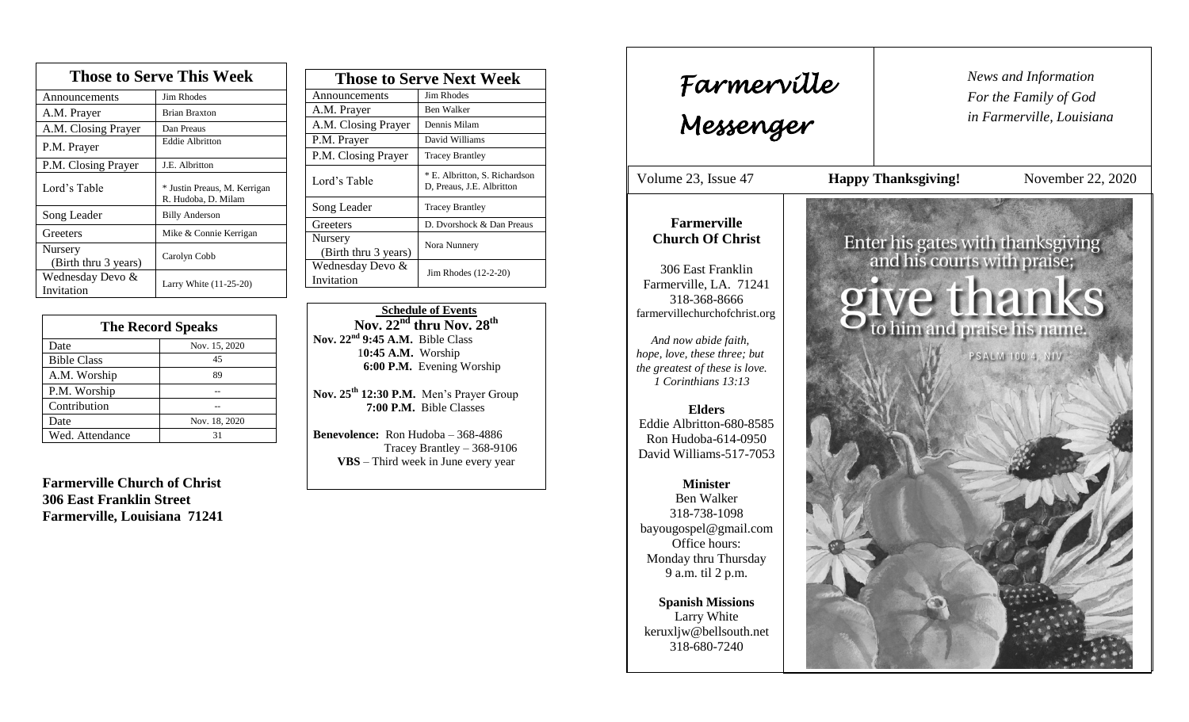| Those to Serve This Week | |
|---|---|
| Announcements | Jim Rhodes |
| A.M. Prayer | Brian Braxton |
| A.M. Closing Prayer | Dan Preaus |
| P.M. Prayer | Eddie Albritton |
| P.M. Closing Prayer | J.E. Albritton |
| Lord's Table | * Justin Preaus, M. Kerrigan R. Hudoba, D. Milam |
| Song Leader | Billy Anderson |
| Greeters | Mike & Connie Kerrigan |
| Nursery (Birth thru 3 years) | Carolyn Cobb |
| Wednesday Devo & Invitation | Larry White (11-25-20) |

| The Record Speaks | |
|---|---|
| Date | Nov. 15, 2020 |
| Bible Class | 45 |
| A.M. Worship | 89 |
| P.M. Worship | -- |
| Contribution | -- |
| Date | Nov. 18, 2020 |
| Wed. Attendance | 31 |

**Farmerville Church of Christ**
**306 East Franklin Street**
**Farmerville, Louisiana 71241**

| Those to Serve Next Week | |
|---|---|
| Announcements | Jim Rhodes |
| A.M. Prayer | Ben Walker |
| A.M. Closing Prayer | Dennis Milam |
| P.M. Prayer | David Williams |
| P.M. Closing Prayer | Tracey Brantley |
| Lord's Table | * E. Albritton, S. Richardson D, Preaus, J.E. Albritton |
| Song Leader | Tracey Brantley |
| Greeters | D. Dvorshock & Dan Preaus |
| Nursery (Birth thru 3 years) | Nora Nunnery |
| Wednesday Devo & Invitation | Jim Rhodes (12-2-20) |

**Schedule of Events**

**Nov. 22nd thru Nov. 28th**

**Nov. 22nd 9:45 A.M.** Bible Class
**10:45 A.M.** Worship
**6:00 P.M.** Evening Worship

**Nov. 25th 12:30 P.M.** Men's Prayer Group
**7:00 P.M.** Bible Classes

**Benevolence:** Ron Hudoba – 368-4886
Tracey Brantley – 368-9106
**VBS** – Third week in June every year

# Farmerville Messenger

*News and Information For the Family of God in Farmerville, Louisiana*

Volume 23, Issue 47 — **Happy Thanksgiving!** — November 22, 2020

**Farmerville Church Of Christ**

306 East Franklin
Farmerville, LA. 71241
318-368-8666
farmervillechurchofchrist.org

*And now abide faith, hope, love, these three; but the greatest of these is love. 1 Corinthians 13:13*

**Elders**
Eddie Albritton-680-8585
Ron Hudoba-614-0950
David Williams-517-7053

**Minister**
Ben Walker
318-738-1098
bayougospel@gmail.com
Office hours:
Monday thru Thursday
9 a.m. til 2 p.m.

**Spanish Missions**
Larry White
keruxljw@bellsouth.net
318-680-7240

Enter his gates with thanksgiving and his courts with praise; give thanks to him and praise his name.
PSALM 100:4, NIV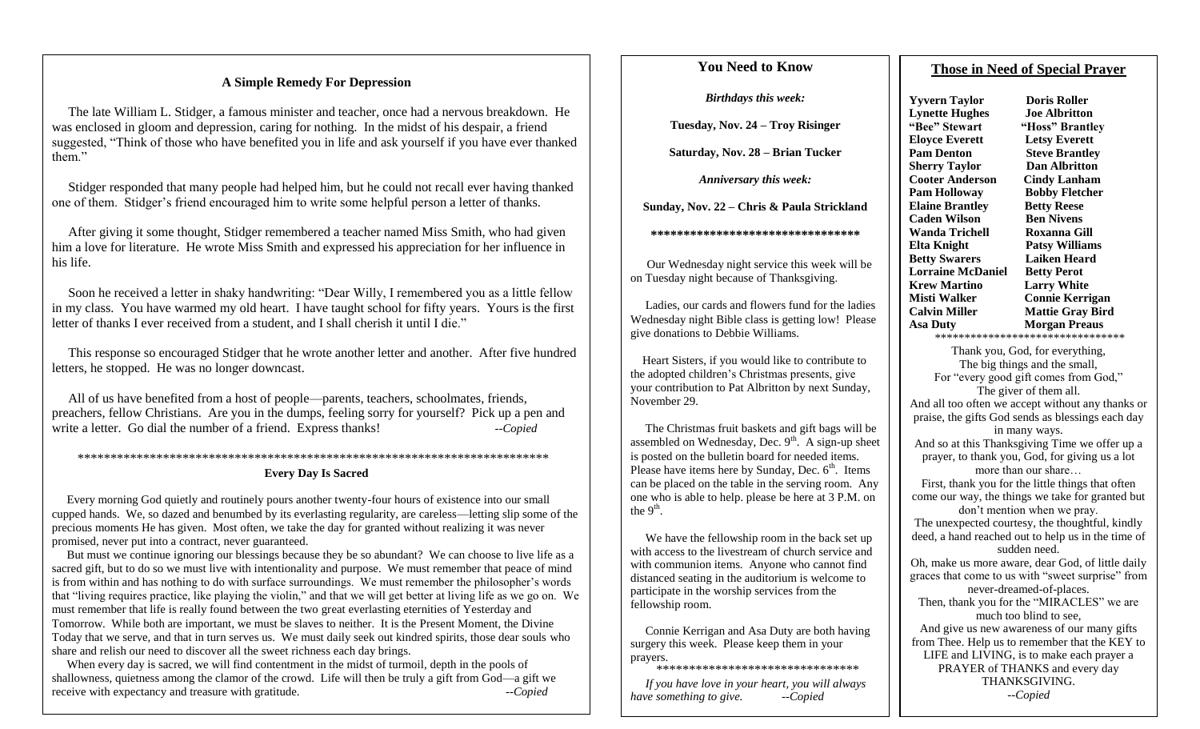## A Simple Remedy For Depression

The late William L. Stidger, a famous minister and teacher, once had a nervous breakdown. He was enclosed in gloom and depression, caring for nothing. In the midst of his despair, a friend suggested, "Think of those who have benefited you in life and ask yourself if you have ever thanked them."

Stidger responded that many people had helped him, but he could not recall ever having thanked one of them. Stidger's friend encouraged him to write some helpful person a letter of thanks.

After giving it some thought, Stidger remembered a teacher named Miss Smith, who had given him a love for literature. He wrote Miss Smith and expressed his appreciation for her influence in his life.

Soon he received a letter in shaky handwriting: "Dear Willy, I remembered you as a little fellow in my class. You have warmed my old heart. I have taught school for fifty years. Yours is the first letter of thanks I ever received from a student, and I shall cherish it until I die."

This response so encouraged Stidger that he wrote another letter and another. After five hundred letters, he stopped. He was no longer downcast.

All of us have benefited from a host of people—parents, teachers, schoolmates, friends, preachers, fellow Christians. Are you in the dumps, feeling sorry for yourself? Pick up a pen and write a letter. Go dial the number of a friend. Express thanks! *--Copied*

\*\*\*\*\*\*\*\*\*\*\*\*\*\*\*\*\*\*\*\*\*\*\*\*\*\*\*\*\*\*\*\*\*\*\*\*\*\*\*\*\*\*\*\*\*\*\*\*\*\*\*\*\*\*\*\*\*\*\*\*\*\*\*\*\*\*\*\*\*\*\*\*\*\*

## Every Day Is Sacred

Every morning God quietly and routinely pours another twenty-four hours of existence into our small cupped hands. We, so dazed and benumbed by its everlasting regularity, are careless—letting slip some of the precious moments He has given. Most often, we take the day for granted without realizing it was never promised, never put into a contract, never guaranteed.

But must we continue ignoring our blessings because they be so abundant? We can choose to live life as a sacred gift, but to do so we must live with intentionality and purpose. We must remember that peace of mind is from within and has nothing to do with surface surroundings. We must remember the philosopher's words that "living requires practice, like playing the violin," and that we will get better at living life as we go on. We must remember that life is really found between the two great everlasting eternities of Yesterday and Tomorrow. While both are important, we must be slaves to neither. It is the Present Moment, the Divine Today that we serve, and that in turn serves us. We must daily seek out kindred spirits, those dear souls who share and relish our need to discover all the sweet richness each day brings.

When every day is sacred, we will find contentment in the midst of turmoil, depth in the pools of shallowness, quietness among the clamor of the crowd. Life will then be truly a gift from God—a gift we receive with expectancy and treasure with gratitude. *--Copied*

## You Need to Know

*Birthdays this week:*

**Tuesday, Nov. 24 – Troy Risinger**

**Saturday, Nov. 28 – Brian Tucker**

*Anniversary this week:*

**Sunday, Nov. 22 – Chris & Paula Strickland**

\*\*\*\*\*\*\*\*\*\*\*\*\*\*\*\*\*\*\*\*\*\*\*\*\*\*\*\*\*\*\*\*

Our Wednesday night service this week will be on Tuesday night because of Thanksgiving.

Ladies, our cards and flowers fund for the ladies Wednesday night Bible class is getting low! Please give donations to Debbie Williams.

Heart Sisters, if you would like to contribute to the adopted children's Christmas presents, give your contribution to Pat Albritton by next Sunday, November 29.

The Christmas fruit baskets and gift bags will be assembled on Wednesday, Dec. 9th. A sign-up sheet is posted on the bulletin board for needed items. Please have items here by Sunday, Dec. 6th. Items can be placed on the table in the serving room. Any one who is able to help. please be here at 3 P.M. on the 9th.

We have the fellowship room in the back set up with access to the livestream of church service and with communion items. Anyone who cannot find distanced seating in the auditorium is welcome to participate in the worship services from the fellowship room.

Connie Kerrigan and Asa Duty are both having surgery this week. Please keep them in your prayers.

\*\*\*\*\*\*\*\*\*\*\*\*\*\*\*\*\*\*\*\*\*\*\*\*\*\*\*\*\*\*\*\*

*If you have love in your heart, you will always have something to give. --Copied*

## Those in Need of Special Prayer

| | |
|---|---|
| **Yyvern Taylor** | **Doris Roller** |
| **Lynette Hughes** | **Joe Albritton** |
| **"Bee" Stewart** | **"Hoss" Brantley** |
| **Eloyce Everett** | **Letsy Everett** |
| **Pam Denton** | **Steve Brantley** |
| **Sherry Taylor** | **Dan Albritton** |
| **Cooter Anderson** | **Cindy Lanham** |
| **Pam Holloway** | **Bobby Fletcher** |
| **Elaine Brantley** | **Betty Reese** |
| **Caden Wilson** | **Ben Nivens** |
| **Wanda Trichell** | **Roxanna Gill** |
| **Elta Knight** | **Patsy Williams** |
| **Betty Swarers** | **Laiken Heard** |
| **Lorraine McDaniel** | **Betty Perot** |
| **Krew Martino** | **Larry White** |
| **Misti Walker** | **Connie Kerrigan** |
| **Calvin Miller** | **Mattie Gray Bird** |
| **Asa Duty** | **Morgan Preaus** |

\*\*\*\*\*\*\*\*\*\*\*\*\*\*\*\*\*\*\*\*\*\*\*\*\*\*\*\*\*\*\*\*

Thank you, God, for everything,
The big things and the small,
For "every good gift comes from God,"
The giver of them all.
And all too often we accept without any thanks or praise, the gifts God sends as blessings each day in many ways.
And so at this Thanksgiving Time we offer up a prayer, to thank you, God, for giving us a lot more than our share…
First, thank you for the little things that often come our way, the things we take for granted but don't mention when we pray.
The unexpected courtesy, the thoughtful, kindly deed, a hand reached out to help us in the time of sudden need.
Oh, make us more aware, dear God, of little daily graces that come to us with "sweet surprise" from never-dreamed-of-places.
Then, thank you for the "MIRACLES" we are much too blind to see,
And give us new awareness of our many gifts from Thee. Help us to remember that the KEY to LIFE and LIVING, is to make each prayer a PRAYER of THANKS and every day THANKSGIVING.
*--Copied*